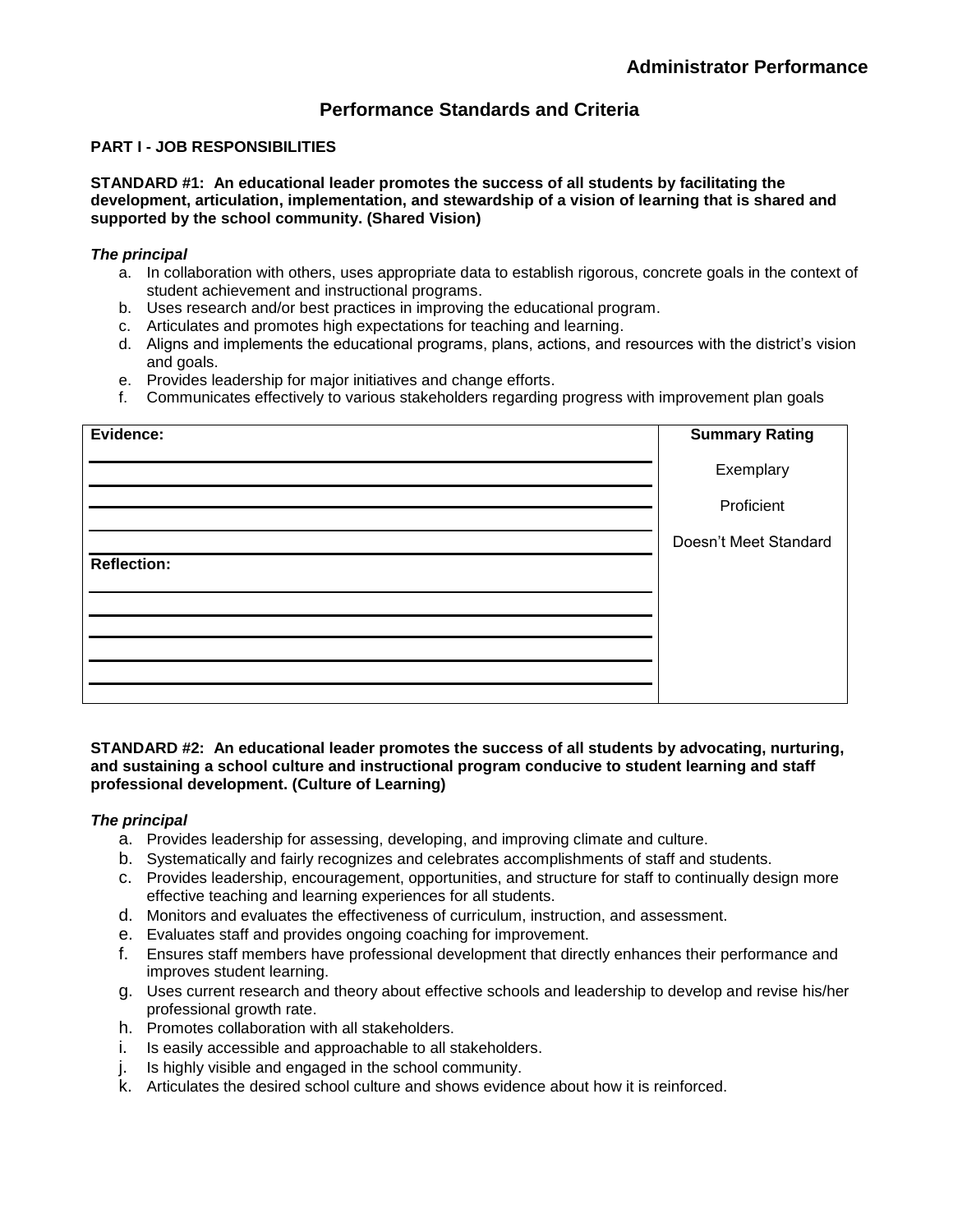# Administrator Performance

## Performance Standards and Criteria

### PART I - JOB RESPONSIBILITIES

**STANDARD #1: An educational leader promotes the success of all students by facilitating the development, articulation, implementation, and stewardship of a vision of learning that is shared and supported by the school community. (Shared Vision)**

***The principal***

a. In collaboration with others, uses appropriate data to establish rigorous, concrete goals in the context of student achievement and instructional programs.
b. Uses research and/or best practices in improving the educational program.
c. Articulates and promotes high expectations for teaching and learning.
d. Aligns and implements the educational programs, plans, actions, and resources with the district's vision and goals.
e. Provides leadership for major initiatives and change efforts.
f. Communicates effectively to various stakeholders regarding progress with improvement plan goals

| **Evidence:** | **Summary Rating** |
|---|---|
| | Exemplary |
| | Proficient |
| | Doesn't Meet Standard |
| **Reflection:** | |
| | |

**STANDARD #2: An educational leader promotes the success of all students by advocating, nurturing, and sustaining a school culture and instructional program conducive to student learning and staff professional development. (Culture of Learning)**

***The principal***

a. Provides leadership for assessing, developing, and improving climate and culture.
b. Systematically and fairly recognizes and celebrates accomplishments of staff and students.
c. Provides leadership, encouragement, opportunities, and structure for staff to continually design more effective teaching and learning experiences for all students.
d. Monitors and evaluates the effectiveness of curriculum, instruction, and assessment.
e. Evaluates staff and provides ongoing coaching for improvement.
f. Ensures staff members have professional development that directly enhances their performance and improves student learning.
g. Uses current research and theory about effective schools and leadership to develop and revise his/her professional growth rate.
h. Promotes collaboration with all stakeholders.
i. Is easily accessible and approachable to all stakeholders.
j. Is highly visible and engaged in the school community.
k. Articulates the desired school culture and shows evidence about how it is reinforced.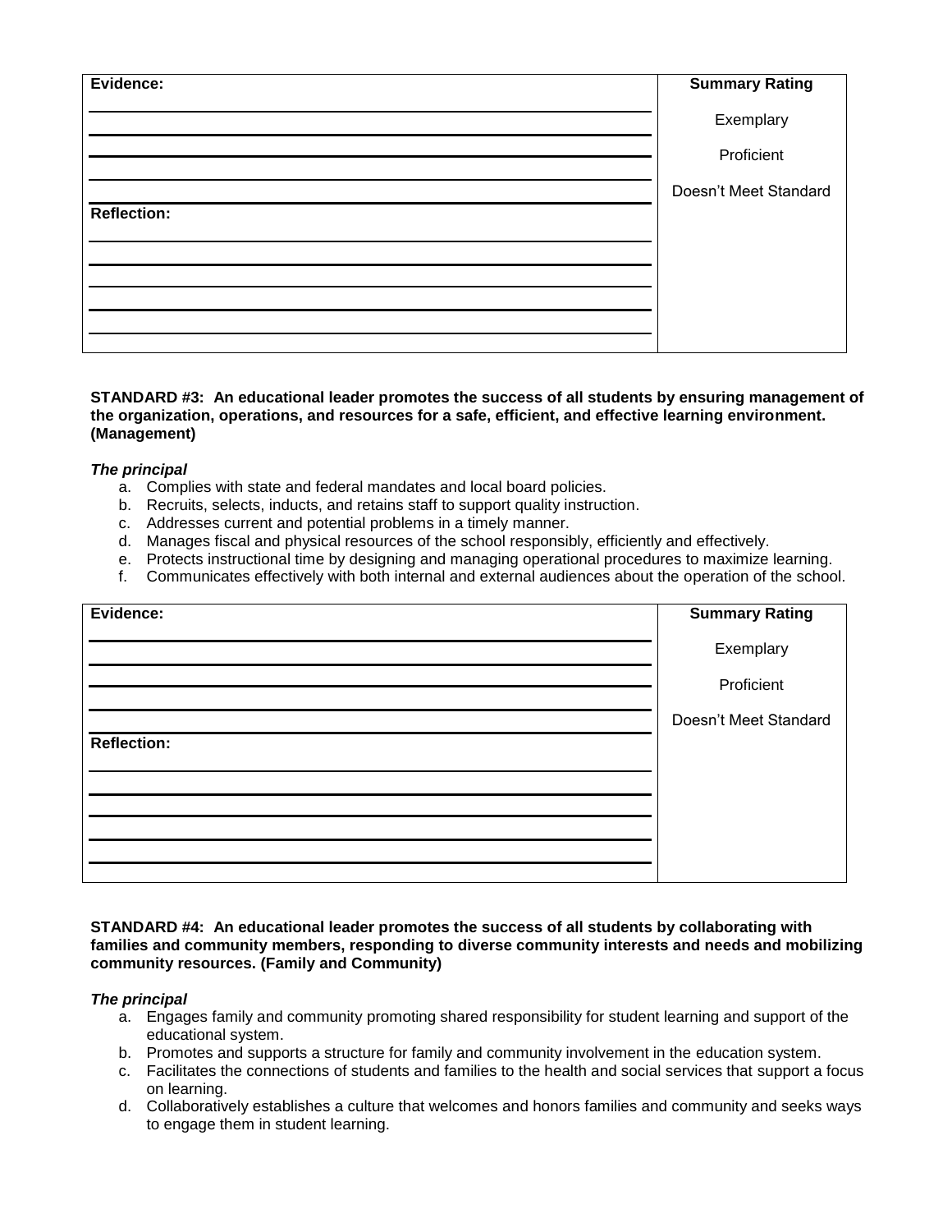| Evidence: | Summary Rating |
|---|---|
| | Exemplary |
| | Proficient |
| | Doesn't Meet Standard |
| **Reflection:** | |
| | |
| | |
| | |
| | |

**STANDARD #3: An educational leader promotes the success of all students by ensuring management of the organization, operations, and resources for a safe, efficient, and effective learning environment. (Management)**

***The principal***

a. Complies with state and federal mandates and local board policies.
b. Recruits, selects, inducts, and retains staff to support quality instruction.
c. Addresses current and potential problems in a timely manner.
d. Manages fiscal and physical resources of the school responsibly, efficiently and effectively.
e. Protects instructional time by designing and managing operational procedures to maximize learning.
f. Communicates effectively with both internal and external audiences about the operation of the school.

| Evidence: | Summary Rating |
|---|---|
| | Exemplary |
| | Proficient |
| | Doesn't Meet Standard |
| **Reflection:** | |
| | |
| | |
| | |
| | |

**STANDARD #4: An educational leader promotes the success of all students by collaborating with families and community members, responding to diverse community interests and needs and mobilizing community resources. (Family and Community)**

***The principal***

a. Engages family and community promoting shared responsibility for student learning and support of the educational system.
b. Promotes and supports a structure for family and community involvement in the education system.
c. Facilitates the connections of students and families to the health and social services that support a focus on learning.
d. Collaboratively establishes a culture that welcomes and honors families and community and seeks ways to engage them in student learning.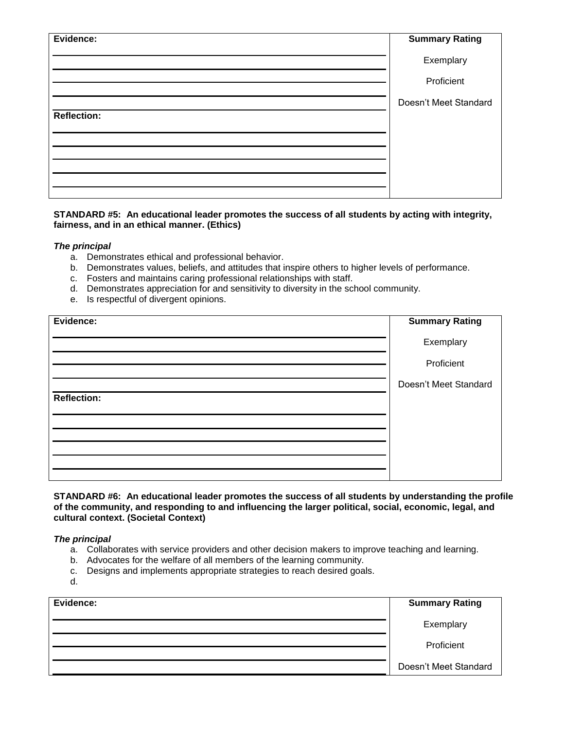| Evidence: | Summary Rating |
|---|---|
| | Exemplary |
| | Proficient |
| | Doesn't Meet Standard |
| **Reflection:** | |
| | |
| | |
| | |
| | |

**STANDARD #5: An educational leader promotes the success of all students by acting with integrity, fairness, and in an ethical manner. (Ethics)**

***The principal***

a. Demonstrates ethical and professional behavior.
b. Demonstrates values, beliefs, and attitudes that inspire others to higher levels of performance.
c. Fosters and maintains caring professional relationships with staff.
d. Demonstrates appreciation for and sensitivity to diversity in the school community.
e. Is respectful of divergent opinions.

| Evidence: | Summary Rating |
|---|---|
| | Exemplary |
| | Proficient |
| | Doesn't Meet Standard |
| **Reflection:** | |
| | |
| | |
| | |
| | |

**STANDARD #6: An educational leader promotes the success of all students by understanding the profile of the community, and responding to and influencing the larger political, social, economic, legal, and cultural context. (Societal Context)**

***The principal***

a. Collaborates with service providers and other decision makers to improve teaching and learning.
b. Advocates for the welfare of all members of the learning community.
c. Designs and implements appropriate strategies to reach desired goals.
d.

| Evidence: | Summary Rating |
|---|---|
| | Exemplary |
| | Proficient |
| | Doesn't Meet Standard |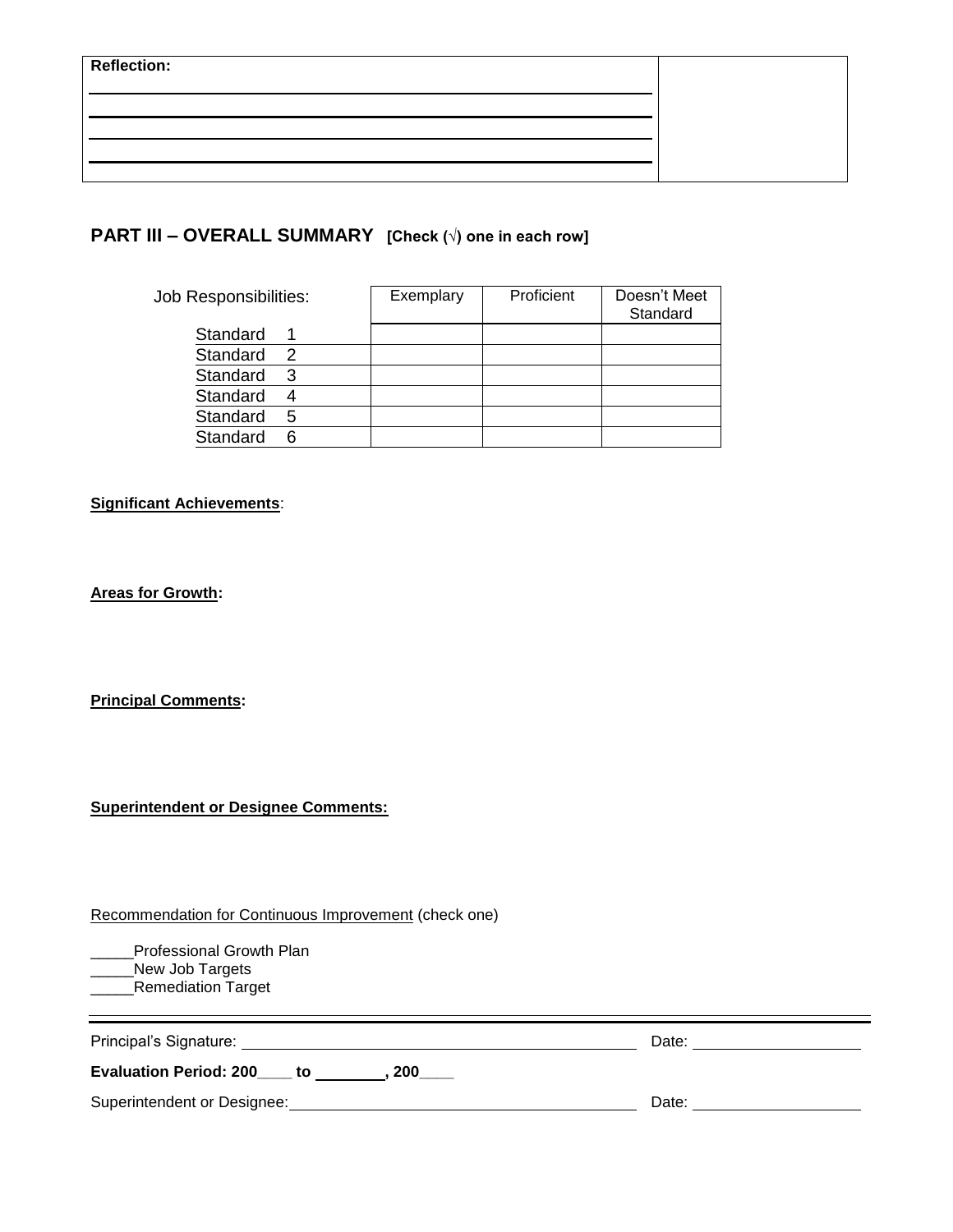| Reflection: | |
|---|---|
| _______________________________________________ <br> _______________________________________________ <br> _______________________________________________ <br> _______________________________________________ | |

## PART III – OVERALL SUMMARY [Check (√) one in each row]

| Job Responsibilities: | Exemplary | Proficient | Doesn't Meet Standard |
|---|---|---|---|
| Standard 1 | | | |
| Standard 2 | | | |
| Standard 3 | | | |
| Standard 4 | | | |
| Standard 5 | | | |
| Standard 6 | | | |

**Significant Achievements**:

**Areas for Growth:**

**Principal Comments:**

**Superintendent or Designee Comments:**

Recommendation for Continuous Improvement (check one)

_____Professional Growth Plan
_____New Job Targets
_____Remediation Target

---

Principal's Signature: ______________________________________________ Date: ____________________

**Evaluation Period: 200____ to ________, 200____**

Superintendent or Designee: ___________________________________________ Date: ____________________